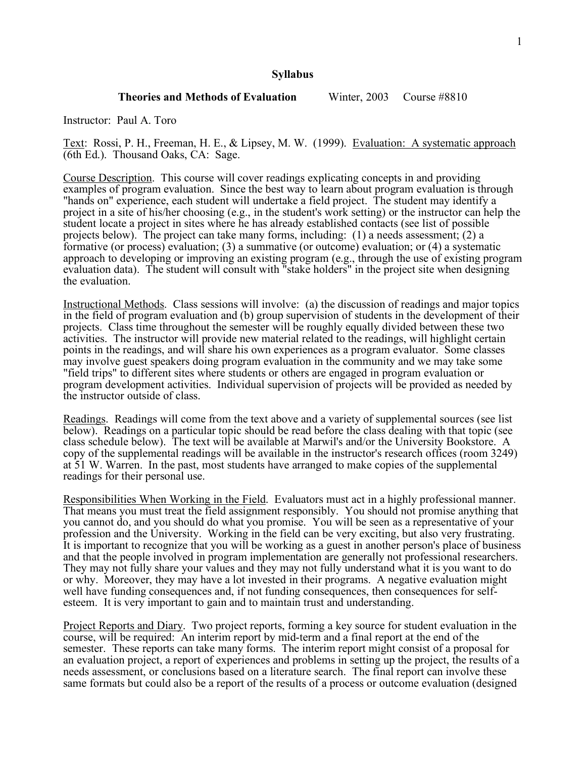# Syllabus

**Theories and Methods of Evaluation** Winter, 2003 Course #8810

Instructor: Paul A. Toro

Text: Rossi, P. H., Freeman, H. E., & Lipsey, M. W. (1999). Evaluation: A systematic approach (6th Ed.). Thousand Oaks, CA: Sage.

Course Description. This course will cover readings explicating concepts in and providing examples of program evaluation. Since the best way to learn about program evaluation is through "hands on" experience, each student will undertake a field project. The student may identify a project in a site of his/her choosing (e.g., in the student's work setting) or the instructor can help the student locate a project in sites where he has already established contacts (see list of possible projects below). The project can take many forms, including: (1) a needs assessment; (2) a formative (or process) evaluation; (3) a summative (or outcome) evaluation; or (4) a systematic approach to developing or improving an existing program (e.g., through the use of existing program evaluation data). The student will consult with "stake holders" in the project site when designing the evaluation.

Instructional Methods. Class sessions will involve: (a) the discussion of readings and major topics in the field of program evaluation and (b) group supervision of students in the development of their projects. Class time throughout the semester will be roughly equally divided between these two activities. The instructor will provide new material related to the readings, will highlight certain points in the readings, and will share his own experiences as a program evaluator. Some classes may involve guest speakers doing program evaluation in the community and we may take some "field trips" to different sites where students or others are engaged in program evaluation or program development activities. Individual supervision of projects will be provided as needed by the instructor outside of class.

Readings. Readings will come from the text above and a variety of supplemental sources (see list below). Readings on a particular topic should be read before the class dealing with that topic (see class schedule below). The text will be available at Marwil's and/or the University Bookstore. A copy of the supplemental readings will be available in the instructor's research offices (room 3249) at 51 W. Warren. In the past, most students have arranged to make copies of the supplemental readings for their personal use.

Responsibilities When Working in the Field. Evaluators must act in a highly professional manner. That means you must treat the field assignment responsibly. You should not promise anything that you cannot do, and you should do what you promise. You will be seen as a representative of your profession and the University. Working in the field can be very exciting, but also very frustrating. It is important to recognize that you will be working as a guest in another person's place of business and that the people involved in program implementation are generally not professional researchers. They may not fully share your values and they may not fully understand what it is you want to do or why. Moreover, they may have a lot invested in their programs. A negative evaluation might well have funding consequences and, if not funding consequences, then consequences for self-esteem. It is very important to gain and to maintain trust and understanding.

Project Reports and Diary. Two project reports, forming a key source for student evaluation in the course, will be required: An interim report by mid-term and a final report at the end of the semester. These reports can take many forms. The interim report might consist of a proposal for an evaluation project, a report of experiences and problems in setting up the project, the results of a needs assessment, or conclusions based on a literature search. The final report can involve these same formats but could also be a report of the results of a process or outcome evaluation (designed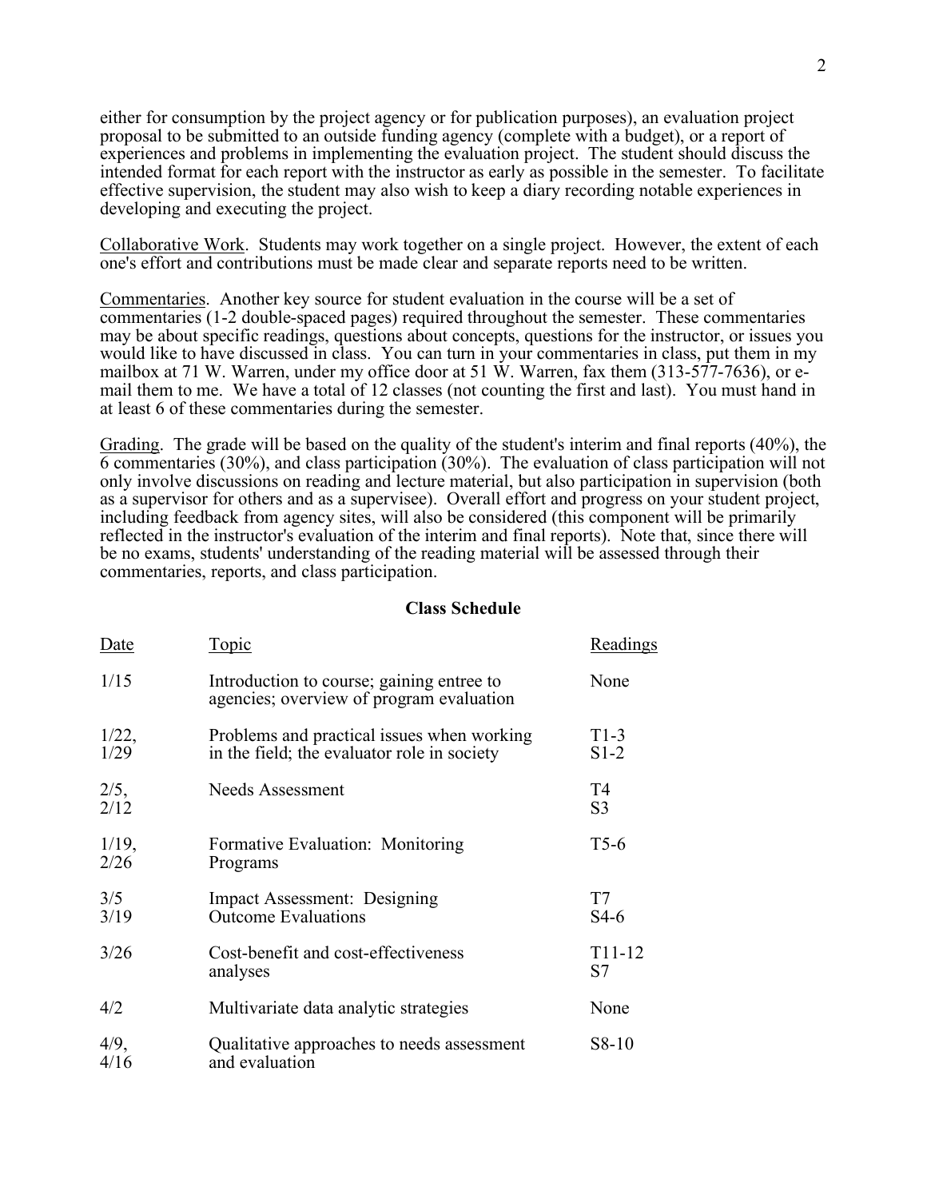either for consumption by the project agency or for publication purposes), an evaluation project proposal to be submitted to an outside funding agency (complete with a budget), or a report of experiences and problems in implementing the evaluation project. The student should discuss the intended format for each report with the instructor as early as possible in the semester. To facilitate effective supervision, the student may also wish to keep a diary recording notable experiences in developing and executing the project.

Collaborative Work. Students may work together on a single project. However, the extent of each one's effort and contributions must be made clear and separate reports need to be written.

Commentaries. Another key source for student evaluation in the course will be a set of commentaries (1-2 double-spaced pages) required throughout the semester. These commentaries may be about specific readings, questions about concepts, questions for the instructor, or issues you would like to have discussed in class. You can turn in your commentaries in class, put them in my mailbox at 71 W. Warren, under my office door at 51 W. Warren, fax them (313-577-7636), or e-mail them to me. We have a total of 12 classes (not counting the first and last). You must hand in at least 6 of these commentaries during the semester.

Grading. The grade will be based on the quality of the student's interim and final reports (40%), the 6 commentaries (30%), and class participation (30%). The evaluation of class participation will not only involve discussions on reading and lecture material, but also participation in supervision (both as a supervisor for others and as a supervisee). Overall effort and progress on your student project, including feedback from agency sites, will also be considered (this component will be primarily reflected in the instructor's evaluation of the interim and final reports). Note that, since there will be no exams, students' understanding of the reading material will be assessed through their commentaries, reports, and class participation.

**Class Schedule**

| Date | Topic | Readings |
|---|---|---|
| 1/15 | Introduction to course; gaining entree to agencies; overview of program evaluation | None |
| 1/22, 1/29 | Problems and practical issues when working in the field; the evaluator role in society | T1-3 S1-2 |
| 2/5, 2/12 | Needs Assessment | T4 S3 |
| 1/19, 2/26 | Formative Evaluation: Monitoring Programs | T5-6 |
| 3/5 3/19 | Impact Assessment: Designing Outcome Evaluations | T7 S4-6 |
| 3/26 | Cost-benefit and cost-effectiveness analyses | T11-12 S7 |
| 4/2 | Multivariate data analytic strategies | None |
| 4/9, 4/16 | Qualitative approaches to needs assessment and evaluation | S8-10 |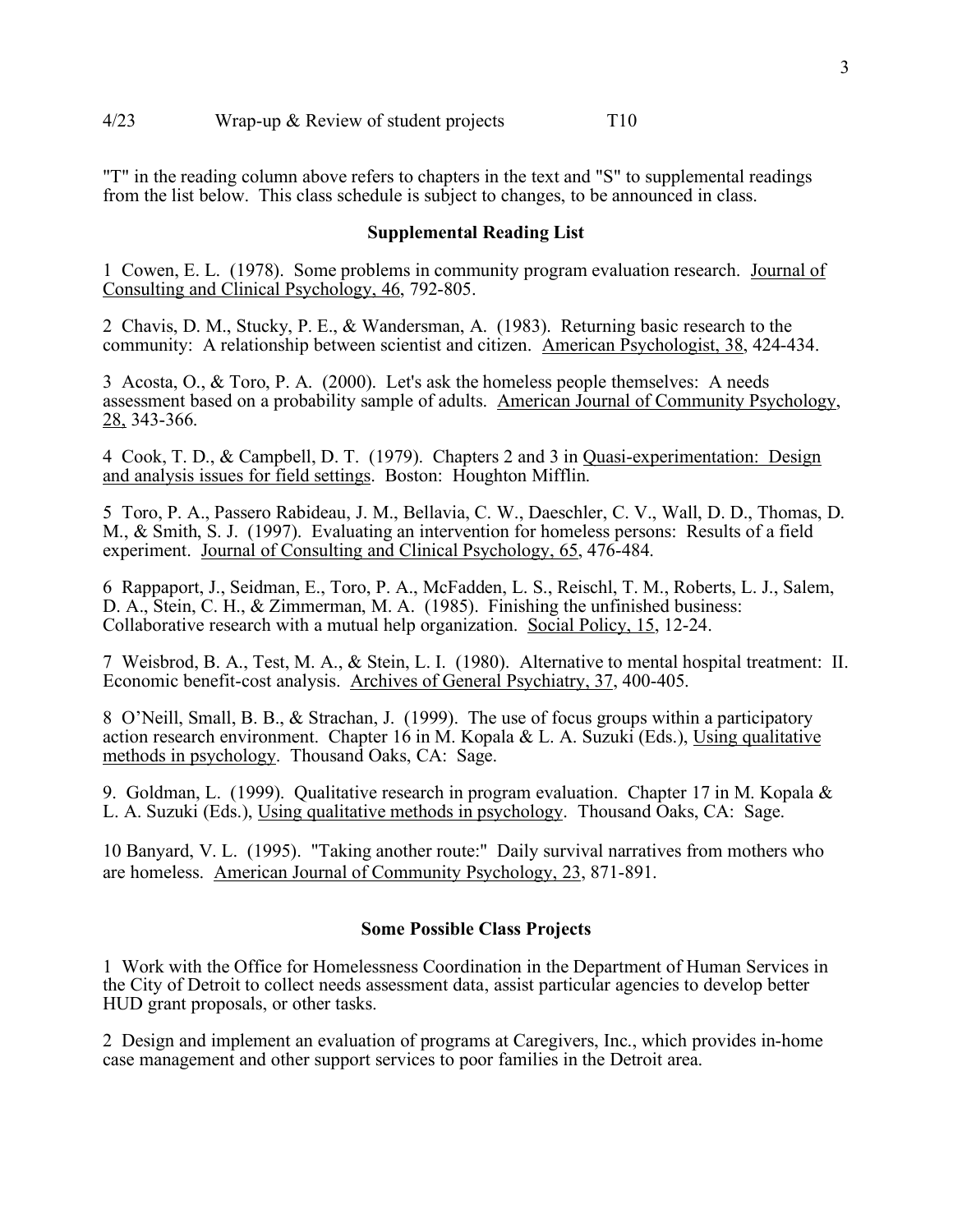| | | |
|---|---|---|
| 4/23 | Wrap-up & Review of student projects | T10 |

"T" in the reading column above refers to chapters in the text and "S" to supplemental readings from the list below. This class schedule is subject to changes, to be announced in class.

### Supplemental Reading List

1 Cowen, E. L. (1978). Some problems in community program evaluation research. Journal of Consulting and Clinical Psychology, 46, 792-805.

2 Chavis, D. M., Stucky, P. E., & Wandersman, A. (1983). Returning basic research to the community: A relationship between scientist and citizen. American Psychologist, 38, 424-434.

3 Acosta, O., & Toro, P. A. (2000). Let's ask the homeless people themselves: A needs assessment based on a probability sample of adults. American Journal of Community Psychology, 28, 343-366.

4 Cook, T. D., & Campbell, D. T. (1979). Chapters 2 and 3 in Quasi-experimentation: Design and analysis issues for field settings. Boston: Houghton Mifflin.

5 Toro, P. A., Passero Rabideau, J. M., Bellavia, C. W., Daeschler, C. V., Wall, D. D., Thomas, D. M., & Smith, S. J. (1997). Evaluating an intervention for homeless persons: Results of a field experiment. Journal of Consulting and Clinical Psychology, 65, 476-484.

6 Rappaport, J., Seidman, E., Toro, P. A., McFadden, L. S., Reischl, T. M., Roberts, L. J., Salem, D. A., Stein, C. H., & Zimmerman, M. A. (1985). Finishing the unfinished business: Collaborative research with a mutual help organization. Social Policy, 15, 12-24.

7 Weisbrod, B. A., Test, M. A., & Stein, L. I. (1980). Alternative to mental hospital treatment: II. Economic benefit-cost analysis. Archives of General Psychiatry, 37, 400-405.

8 O'Neill, Small, B. B., & Strachan, J. (1999). The use of focus groups within a participatory action research environment. Chapter 16 in M. Kopala & L. A. Suzuki (Eds.), Using qualitative methods in psychology. Thousand Oaks, CA: Sage.

9. Goldman, L. (1999). Qualitative research in program evaluation. Chapter 17 in M. Kopala & L. A. Suzuki (Eds.), Using qualitative methods in psychology. Thousand Oaks, CA: Sage.

10 Banyard, V. L. (1995). "Taking another route:" Daily survival narratives from mothers who are homeless. American Journal of Community Psychology, 23, 871-891.

### Some Possible Class Projects

1 Work with the Office for Homelessness Coordination in the Department of Human Services in the City of Detroit to collect needs assessment data, assist particular agencies to develop better HUD grant proposals, or other tasks.

2 Design and implement an evaluation of programs at Caregivers, Inc., which provides in-home case management and other support services to poor families in the Detroit area.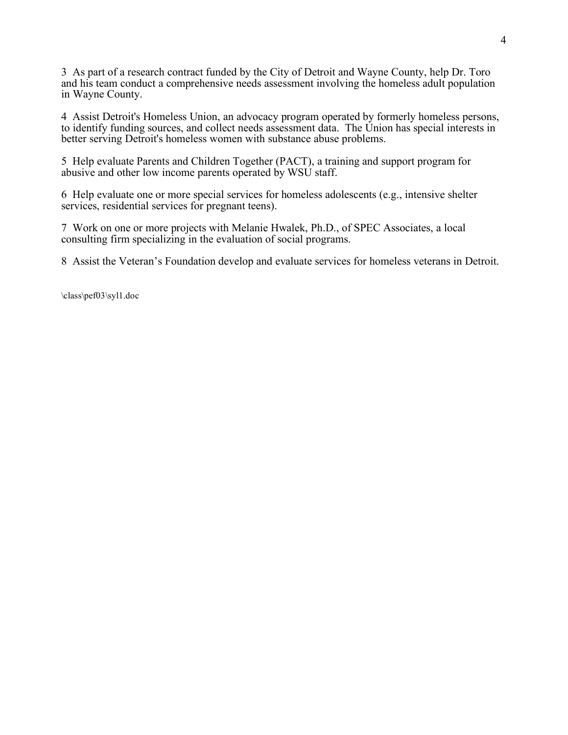3 As part of a research contract funded by the City of Detroit and Wayne County, help Dr. Toro and his team conduct a comprehensive needs assessment involving the homeless adult population in Wayne County.

4 Assist Detroit's Homeless Union, an advocacy program operated by formerly homeless persons, to identify funding sources, and collect needs assessment data. The Union has special interests in better serving Detroit's homeless women with substance abuse problems.

5 Help evaluate Parents and Children Together (PACT), a training and support program for abusive and other low income parents operated by WSU staff.

6 Help evaluate one or more special services for homeless adolescents (e.g., intensive shelter services, residential services for pregnant teens).

7 Work on one or more projects with Melanie Hwalek, Ph.D., of SPEC Associates, a local consulting firm specializing in the evaluation of social programs.

8 Assist the Veteran's Foundation develop and evaluate services for homeless veterans in Detroit.

\class\pef03\syl1.doc